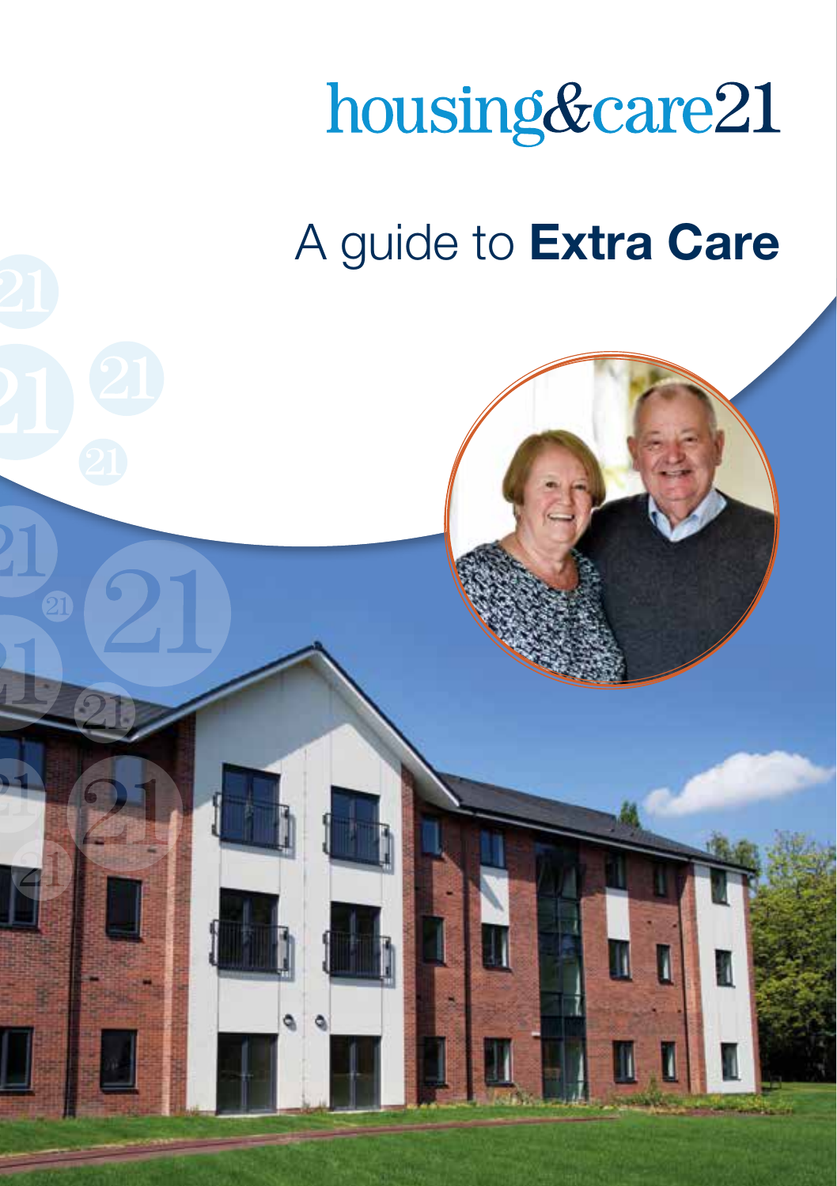housing&care21

# A guide to **Extra Care**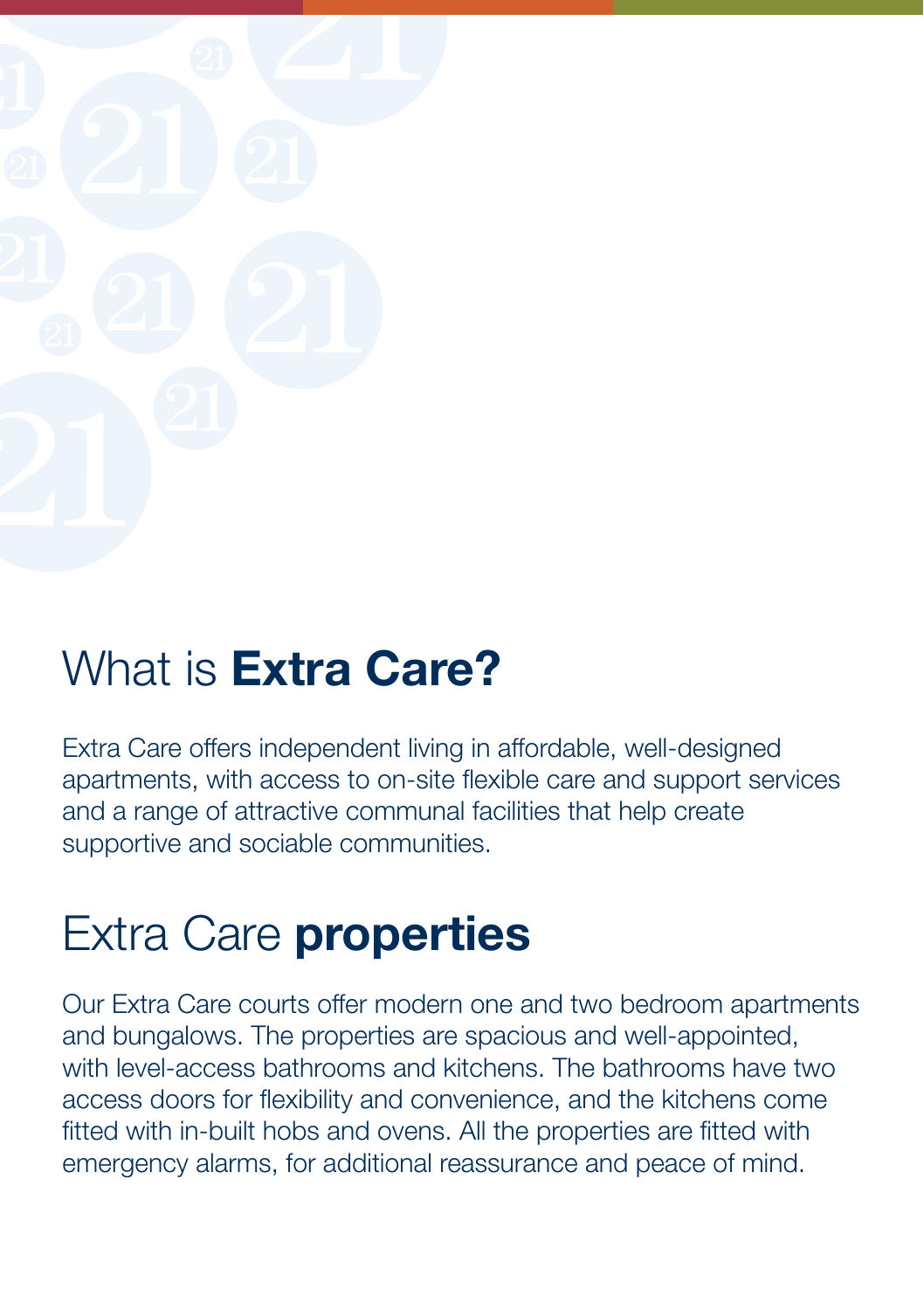## What is **Extra Care?**

Extra Care offers independent living in affordable, well-designed apartments, with access to on-site flexible care and support services and a range of attractive communal facilities that help create supportive and sociable communities.

## Extra Care **properties**

Our Extra Care courts offer modern one and two bedroom apartments and bungalows. The properties are spacious and well-appointed, with level-access bathrooms and kitchens. The bathrooms have two access doors for flexibility and convenience, and the kitchens come fitted with in-built hobs and ovens. All the properties are fitted with emergency alarms, for additional reassurance and peace of mind.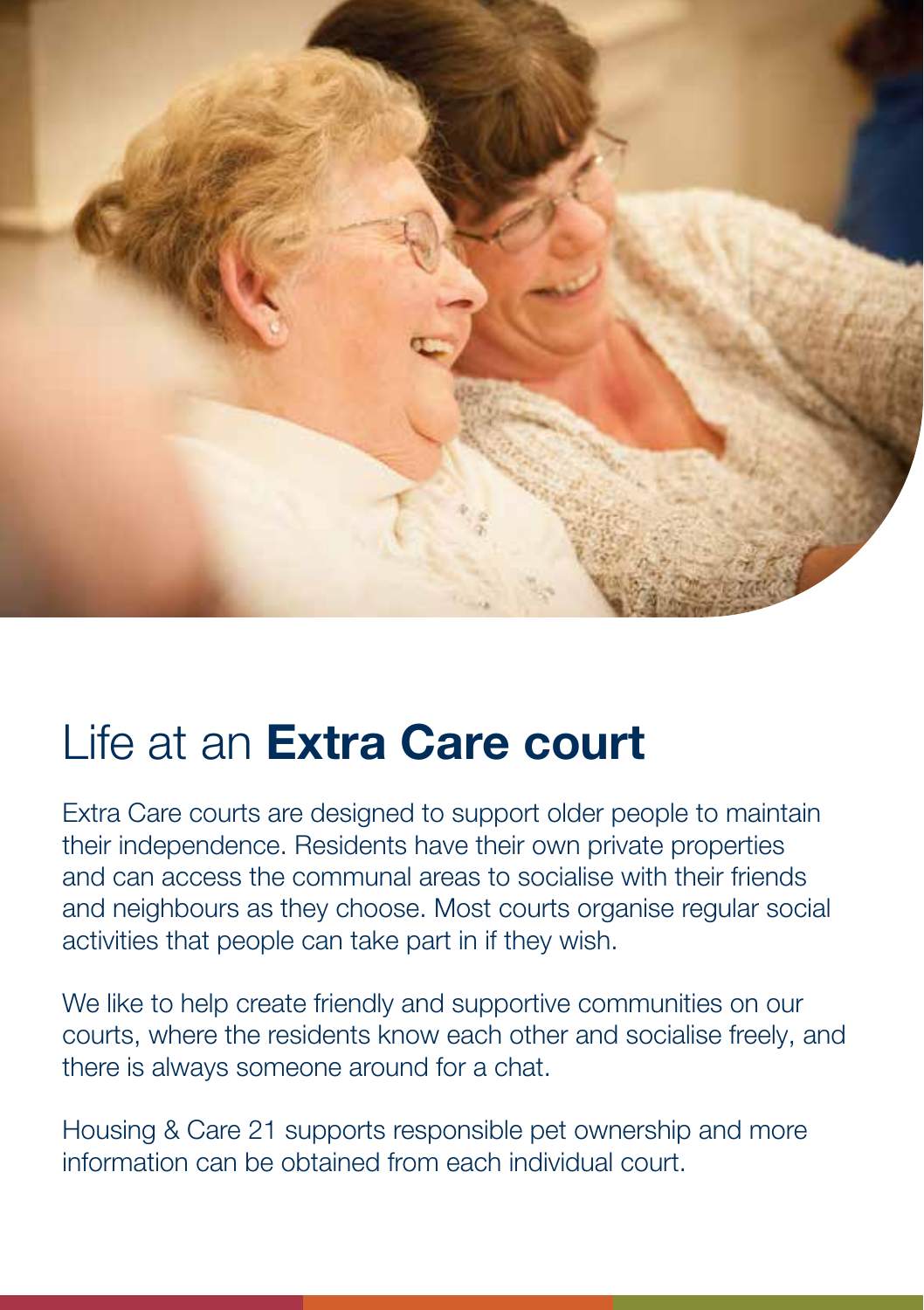# Life at an **Extra Care court**

Extra Care courts are designed to support older people to maintain their independence. Residents have their own private properties and can access the communal areas to socialise with their friends and neighbours as they choose. Most courts organise regular social activities that people can take part in if they wish.

We like to help create friendly and supportive communities on our courts, where the residents know each other and socialise freely, and there is always someone around for a chat.

Housing & Care 21 supports responsible pet ownership and more information can be obtained from each individual court.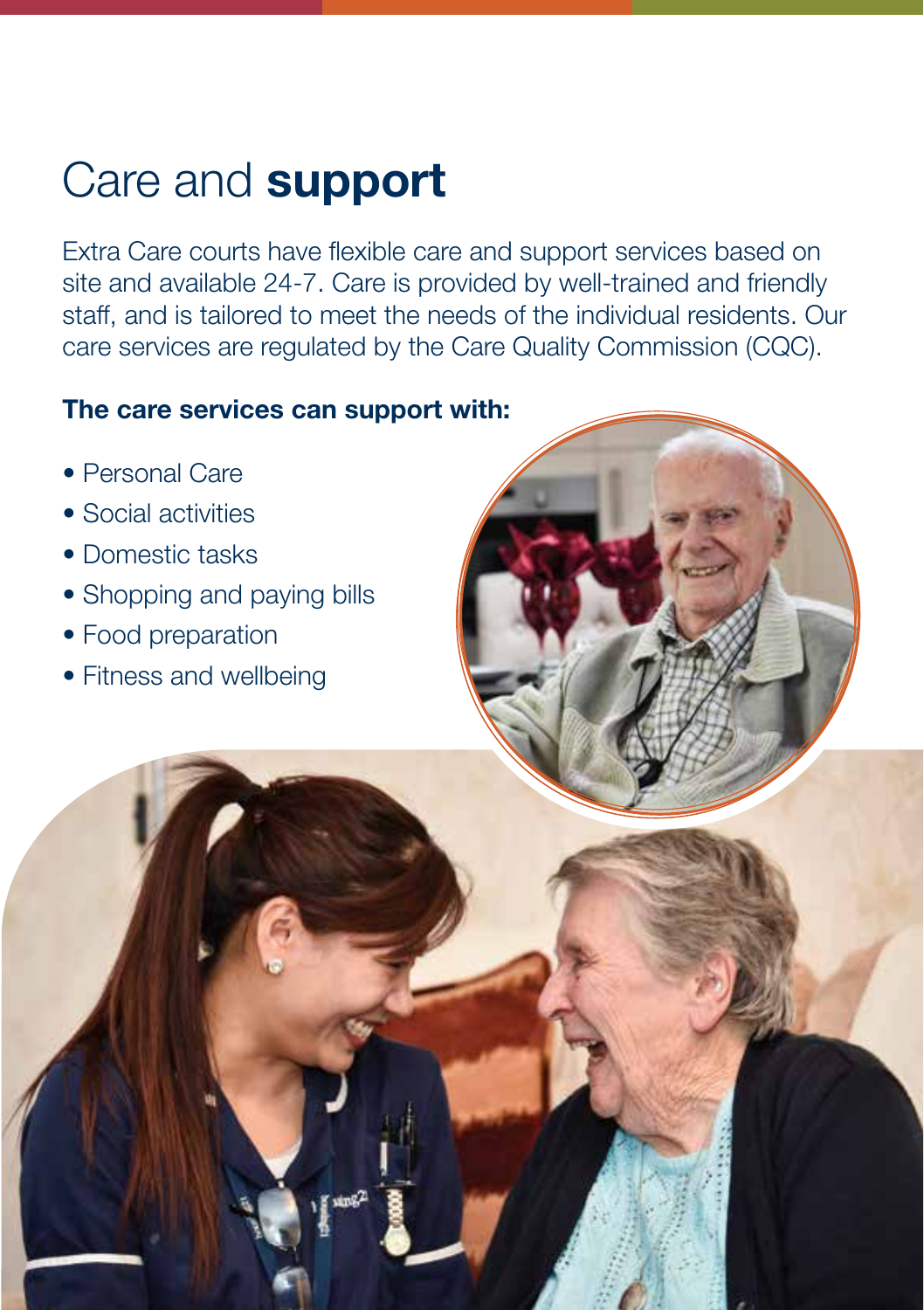# Care and **support**

Extra Care courts have flexible care and support services based on site and available 24-7. Care is provided by well-trained and friendly staff, and is tailored to meet the needs of the individual residents. Our care services are regulated by the Care Quality Commission (CQC).

**The care services can support with:**

- Personal Care
- Social activities
- Domestic tasks
- Shopping and paying bills
- Food preparation
- Fitness and wellbeing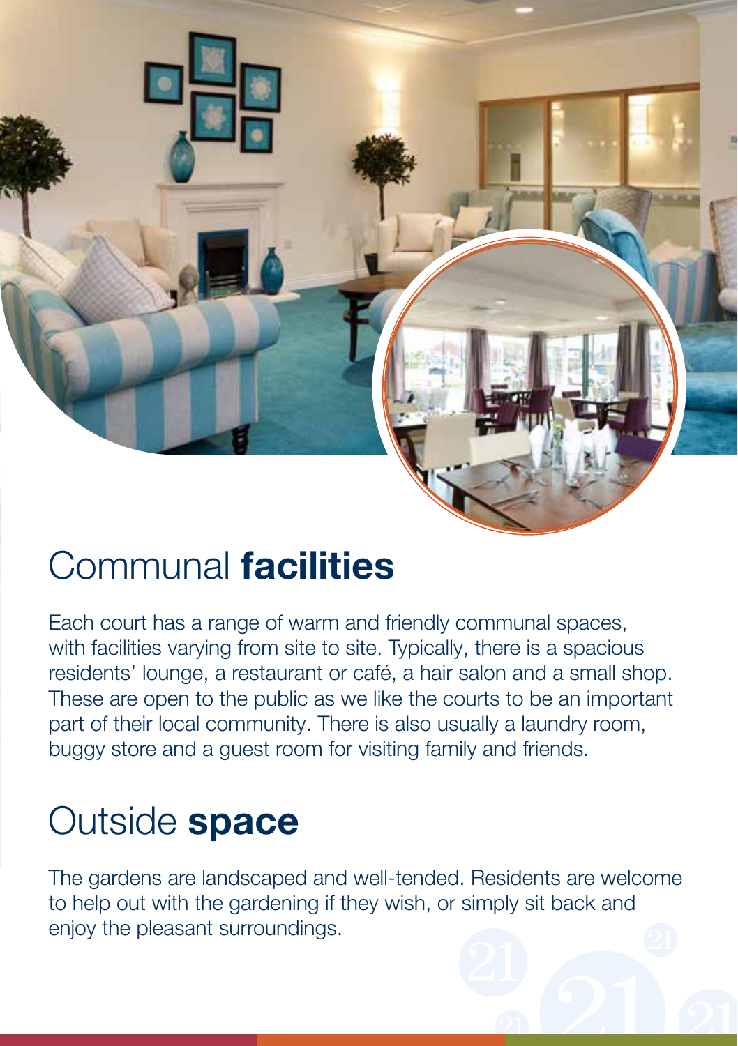## Communal **facilities**

Each court has a range of warm and friendly communal spaces, with facilities varying from site to site. Typically, there is a spacious residents' lounge, a restaurant or café, a hair salon and a small shop. These are open to the public as we like the courts to be an important part of their local community. There is also usually a laundry room, buggy store and a guest room for visiting family and friends.

## Outside **space**

The gardens are landscaped and well-tended. Residents are welcome to help out with the gardening if they wish, or simply sit back and enjoy the pleasant surroundings.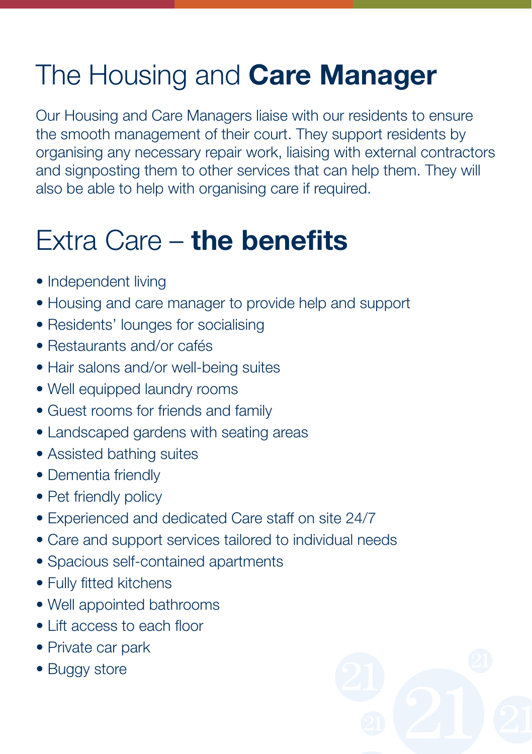# The Housing and **Care Manager**

Our Housing and Care Managers liaise with our residents to ensure the smooth management of their court. They support residents by organising any necessary repair work, liaising with external contractors and signposting them to other services that can help them. They will also be able to help with organising care if required.

# Extra Care – **the benefits**

- Independent living
- Housing and care manager to provide help and support
- Residents' lounges for socialising
- Restaurants and/or cafés
- Hair salons and/or well-being suites
- Well equipped laundry rooms
- Guest rooms for friends and family
- Landscaped gardens with seating areas
- Assisted bathing suites
- Dementia friendly
- Pet friendly policy
- Experienced and dedicated Care staff on site 24/7
- Care and support services tailored to individual needs
- Spacious self-contained apartments
- Fully fitted kitchens
- Well appointed bathrooms
- Lift access to each floor
- Private car park
- Buggy store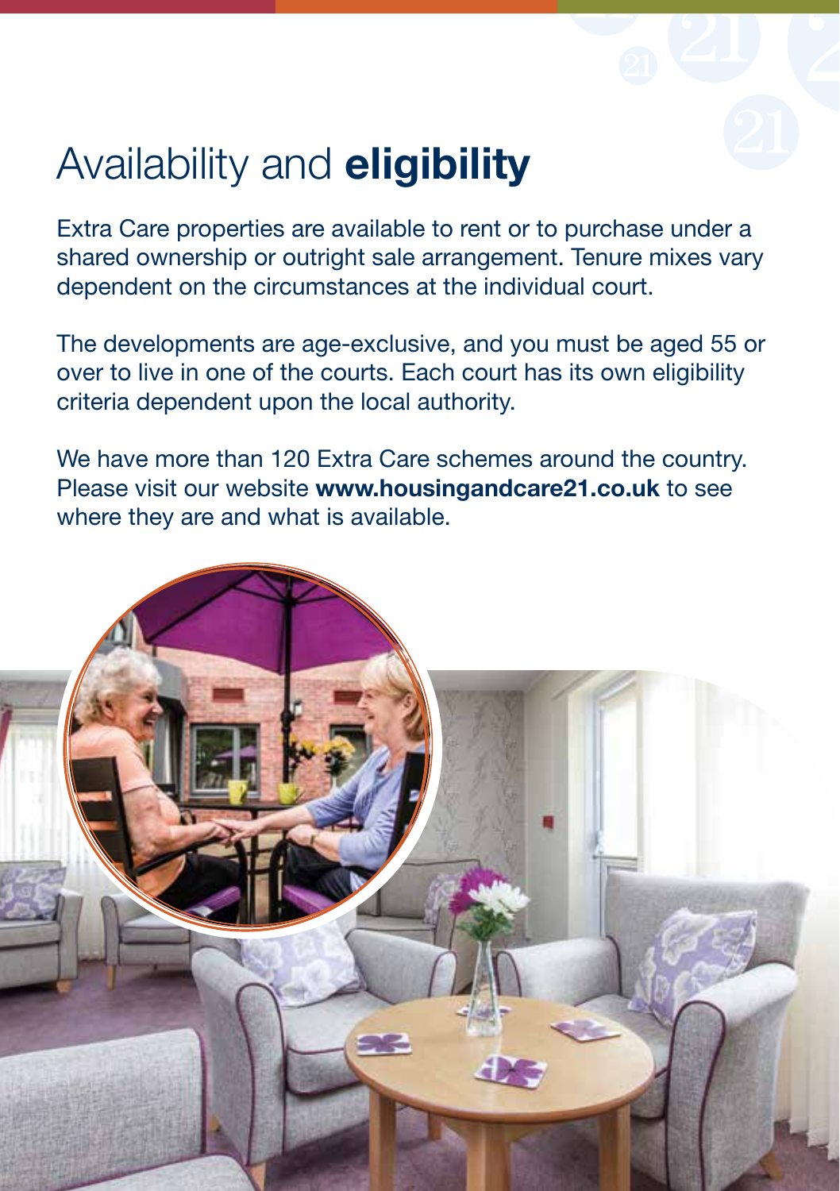# Availability and **eligibility**

Extra Care properties are available to rent or to purchase under a shared ownership or outright sale arrangement. Tenure mixes vary dependent on the circumstances at the individual court.

The developments are age-exclusive, and you must be aged 55 or over to live in one of the courts. Each court has its own eligibility criteria dependent upon the local authority.

We have more than 120 Extra Care schemes around the country. Please visit our website **www.housingandcare21.co.uk** to see where they are and what is available.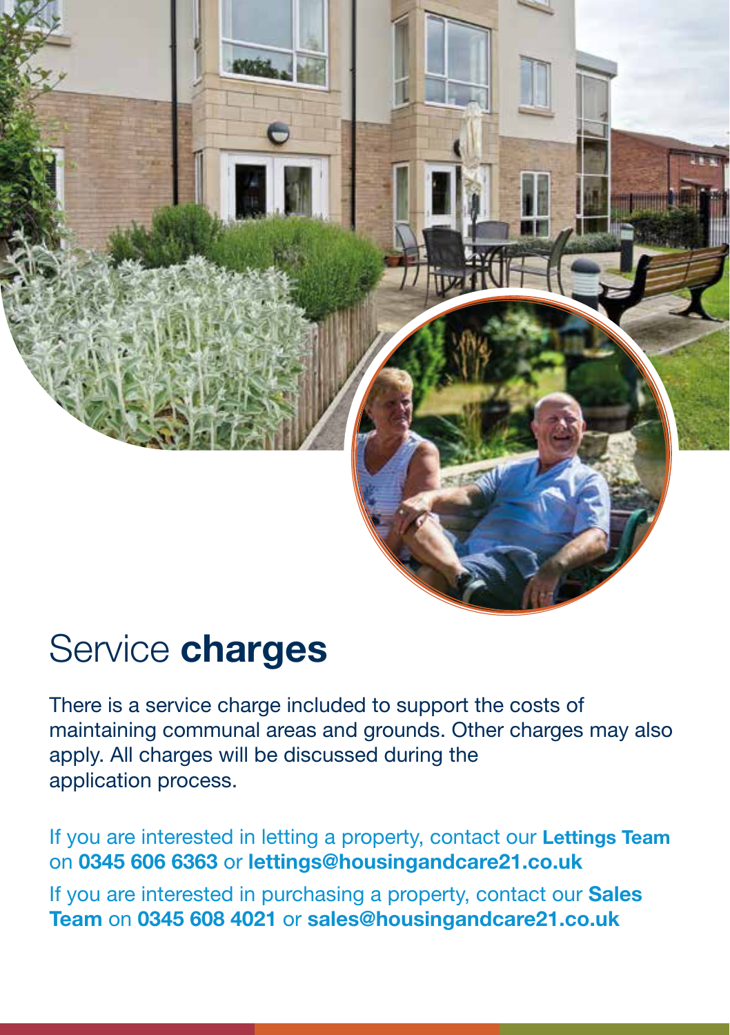# Service **charges**

There is a service charge included to support the costs of maintaining communal areas and grounds. Other charges may also apply. All charges will be discussed during the application process.

If you are interested in letting a property, contact our **Lettings Team** on **0345 606 6363** or **lettings@housingandcare21.co.uk**

If you are interested in purchasing a property, contact our **Sales Team** on **0345 608 4021** or **sales@housingandcare21.co.uk**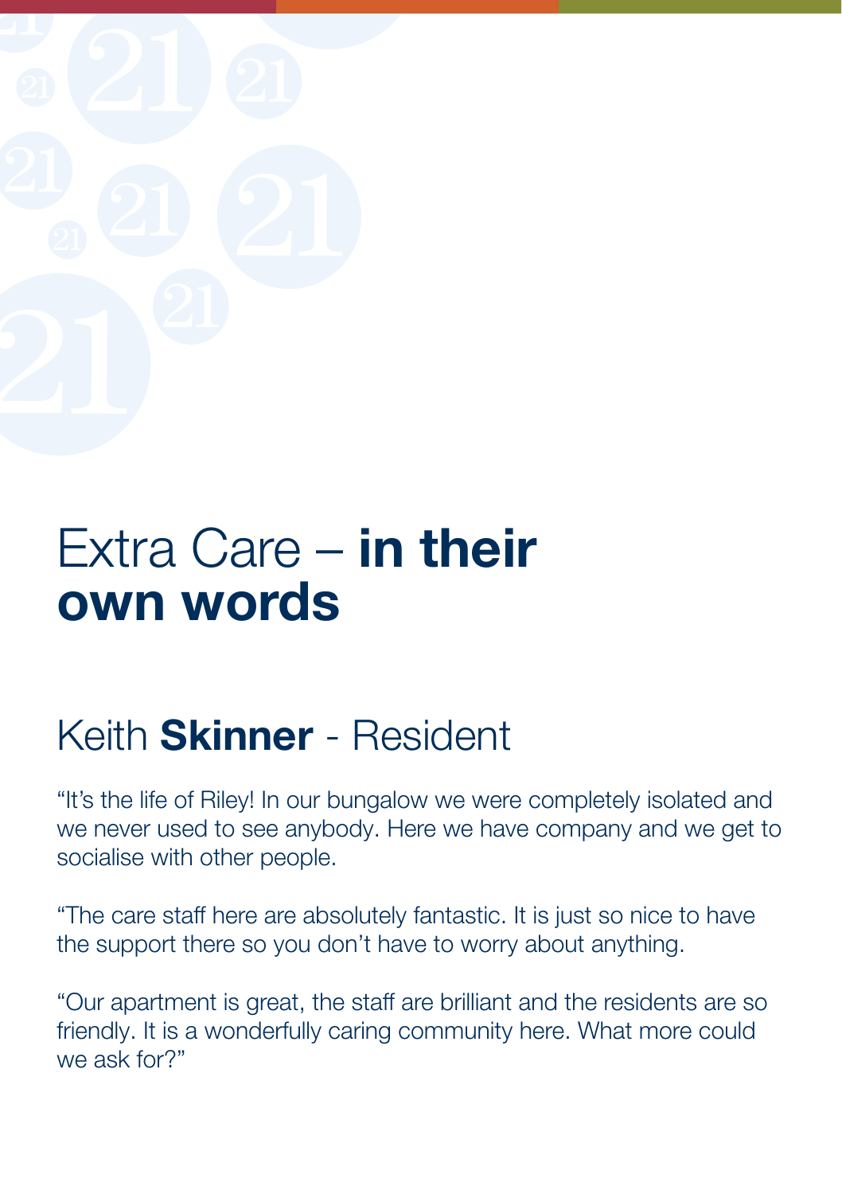# Extra Care – **in their own words**

## Keith **Skinner** - Resident

“It’s the life of Riley! In our bungalow we were completely isolated and we never used to see anybody. Here we have company and we get to socialise with other people.

“The care staff here are absolutely fantastic. It is just so nice to have the support there so you don’t have to worry about anything.

“Our apartment is great, the staff are brilliant and the residents are so friendly. It is a wonderfully caring community here. What more could we ask for?”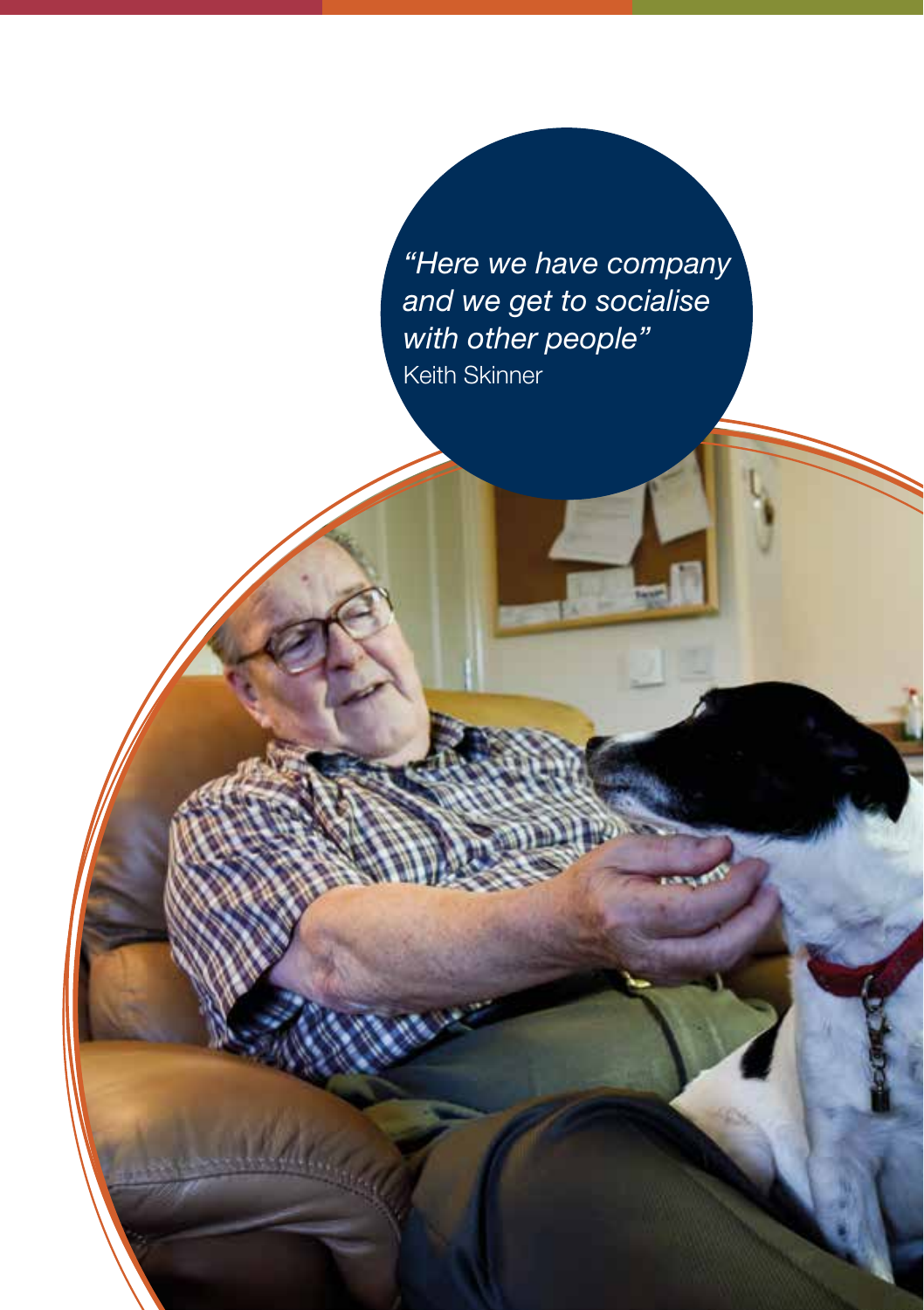*"Here we have company and we get to socialise with other people"*
Keith Skinner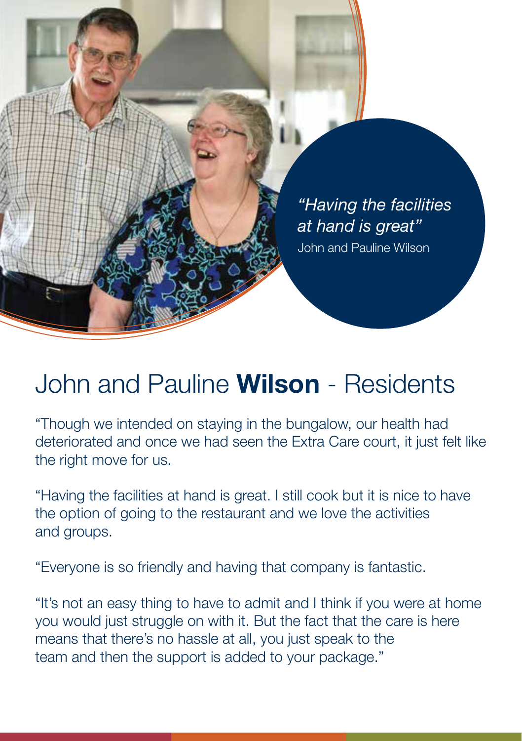*"Having the facilities at hand is great"*
John and Pauline Wilson

# John and Pauline **Wilson** - Residents

"Though we intended on staying in the bungalow, our health had deteriorated and once we had seen the Extra Care court, it just felt like the right move for us.

"Having the facilities at hand is great. I still cook but it is nice to have the option of going to the restaurant and we love the activities and groups.

"Everyone is so friendly and having that company is fantastic.

"It's not an easy thing to have to admit and I think if you were at home you would just struggle on with it. But the fact that the care is here means that there's no hassle at all, you just speak to the team and then the support is added to your package."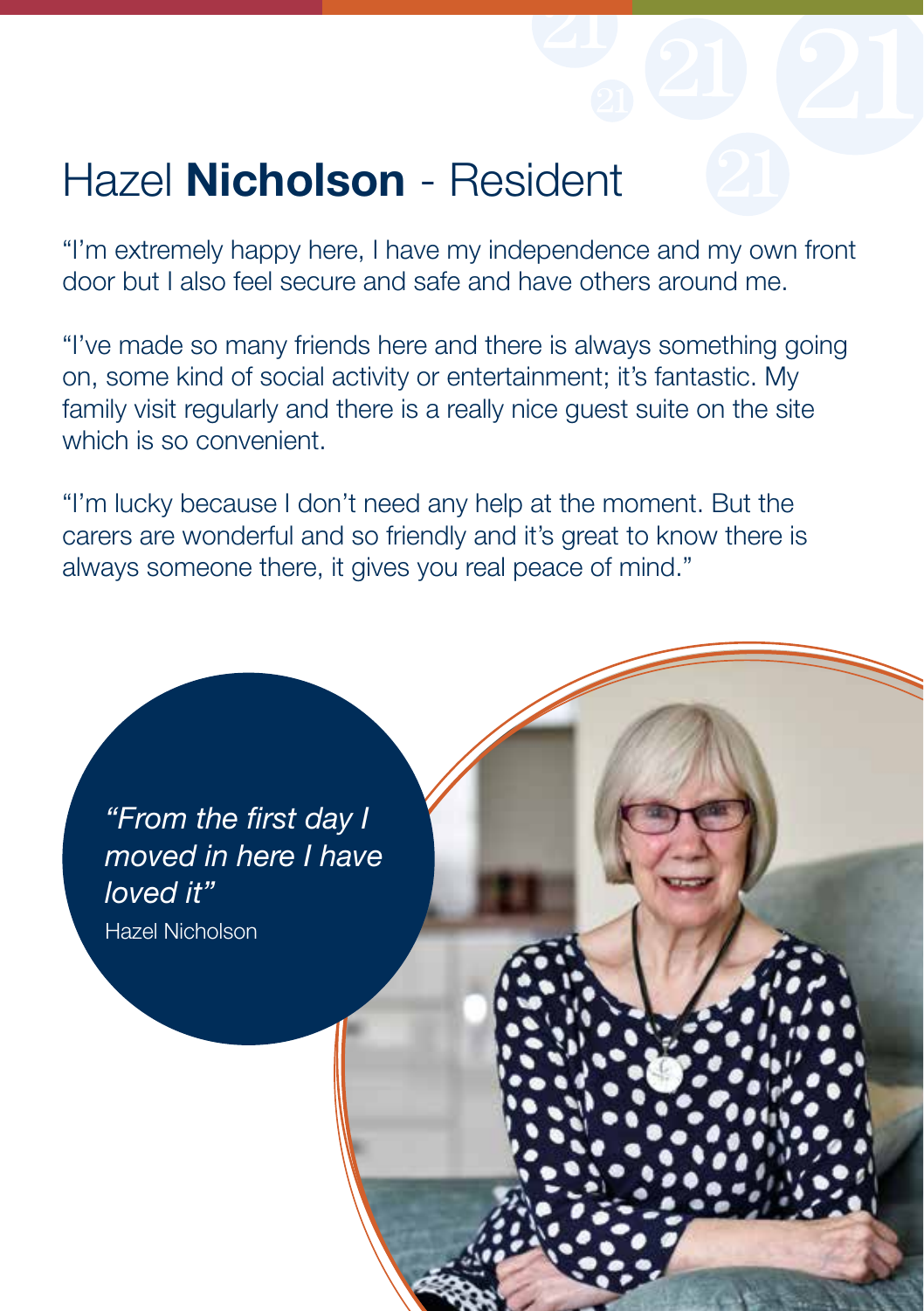# Hazel **Nicholson** - Resident

“I’m extremely happy here, I have my independence and my own front door but I also feel secure and safe and have others around me.

“I’ve made so many friends here and there is always something going on, some kind of social activity or entertainment; it’s fantastic. My family visit regularly and there is a really nice guest suite on the site which is so convenient.

“I’m lucky because I don’t need any help at the moment. But the carers are wonderful and so friendly and it’s great to know there is always someone there, it gives you real peace of mind.”

*“From the first day I moved in here I have loved it”*

Hazel Nicholson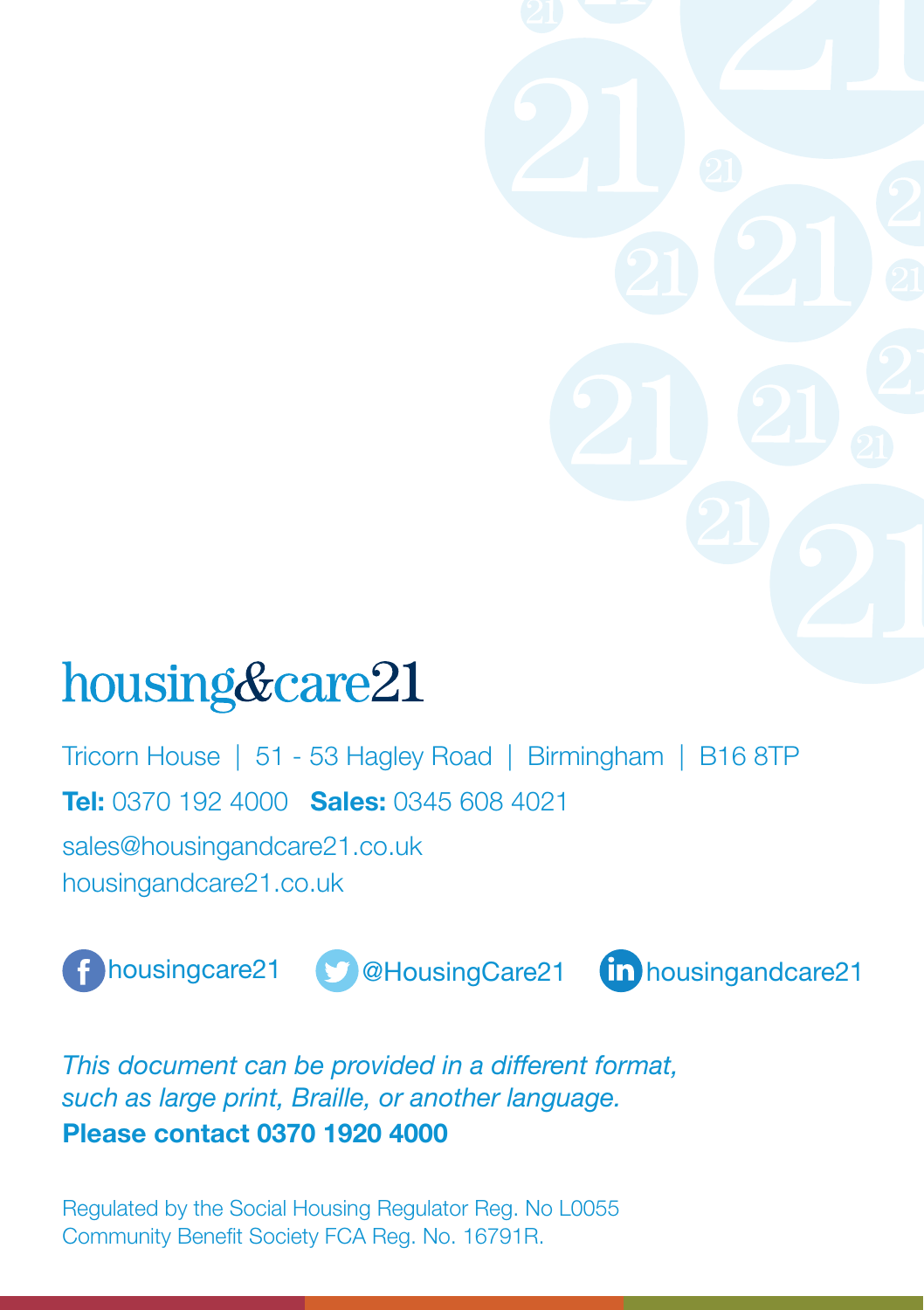# housing&care21

Tricorn House | 51 - 53 Hagley Road | Birmingham | B16 8TP

**Tel:** 0370 192 4000 **Sales:** 0345 608 4021

sales@housingandcare21.co.uk

housingandcare21.co.uk

housingcare21 @HousingCare21 housingandcare21

*This document can be provided in a different format, such as large print, Braille, or another language.*

**Please contact 0370 1920 4000**

Regulated by the Social Housing Regulator Reg. No L0055

Community Benefit Society FCA Reg. No. 16791R.